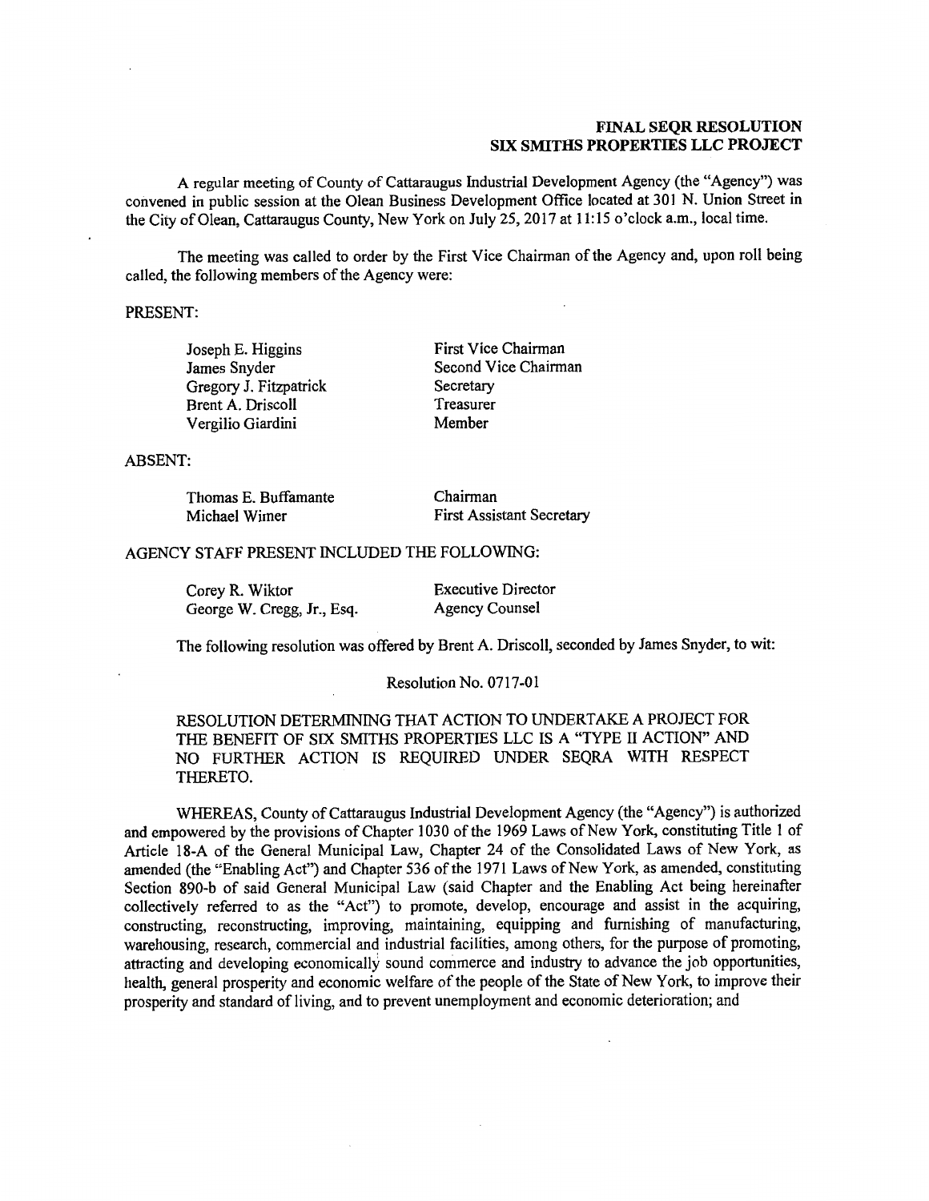**FINAL SEQR RESOLUTION**
**SIX SMITHS PROPERTIES LLC PROJECT**

A regular meeting of County of Cattaraugus Industrial Development Agency (the "Agency") was convened in public session at the Olean Business Development Office located at 301 N. Union Street in the City of Olean, Cattaraugus County, New York on July 25, 2017 at 11:15 o'clock a.m., local time.

The meeting was called to order by the First Vice Chairman of the Agency and, upon roll being called, the following members of the Agency were:

PRESENT:

| | |
|---|---|
| Joseph E. Higgins | First Vice Chairman |
| James Snyder | Second Vice Chairman |
| Gregory J. Fitzpatrick | Secretary |
| Brent A. Driscoll | Treasurer |
| Vergilio Giardini | Member |

ABSENT:

| | |
|---|---|
| Thomas E. Buffamante | Chairman |
| Michael Wimer | First Assistant Secretary |

AGENCY STAFF PRESENT INCLUDED THE FOLLOWING:

| | |
|---|---|
| Corey R. Wiktor | Executive Director |
| George W. Cregg, Jr., Esq. | Agency Counsel |

The following resolution was offered by Brent A. Driscoll, seconded by James Snyder, to wit:

Resolution No. 0717-01

RESOLUTION DETERMINING THAT ACTION TO UNDERTAKE A PROJECT FOR THE BENEFIT OF SIX SMITHS PROPERTIES LLC IS A "TYPE II ACTION" AND NO FURTHER ACTION IS REQUIRED UNDER SEQRA WITH RESPECT THERETO.

WHEREAS, County of Cattaraugus Industrial Development Agency (the "Agency") is authorized and empowered by the provisions of Chapter 1030 of the 1969 Laws of New York, constituting Title 1 of Article 18-A of the General Municipal Law, Chapter 24 of the Consolidated Laws of New York, as amended (the "Enabling Act") and Chapter 536 of the 1971 Laws of New York, as amended, constituting Section 890-b of said General Municipal Law (said Chapter and the Enabling Act being hereinafter collectively referred to as the "Act") to promote, develop, encourage and assist in the acquiring, constructing, reconstructing, improving, maintaining, equipping and furnishing of manufacturing, warehousing, research, commercial and industrial facilities, among others, for the purpose of promoting, attracting and developing economically sound commerce and industry to advance the job opportunities, health, general prosperity and economic welfare of the people of the State of New York, to improve their prosperity and standard of living, and to prevent unemployment and economic deterioration; and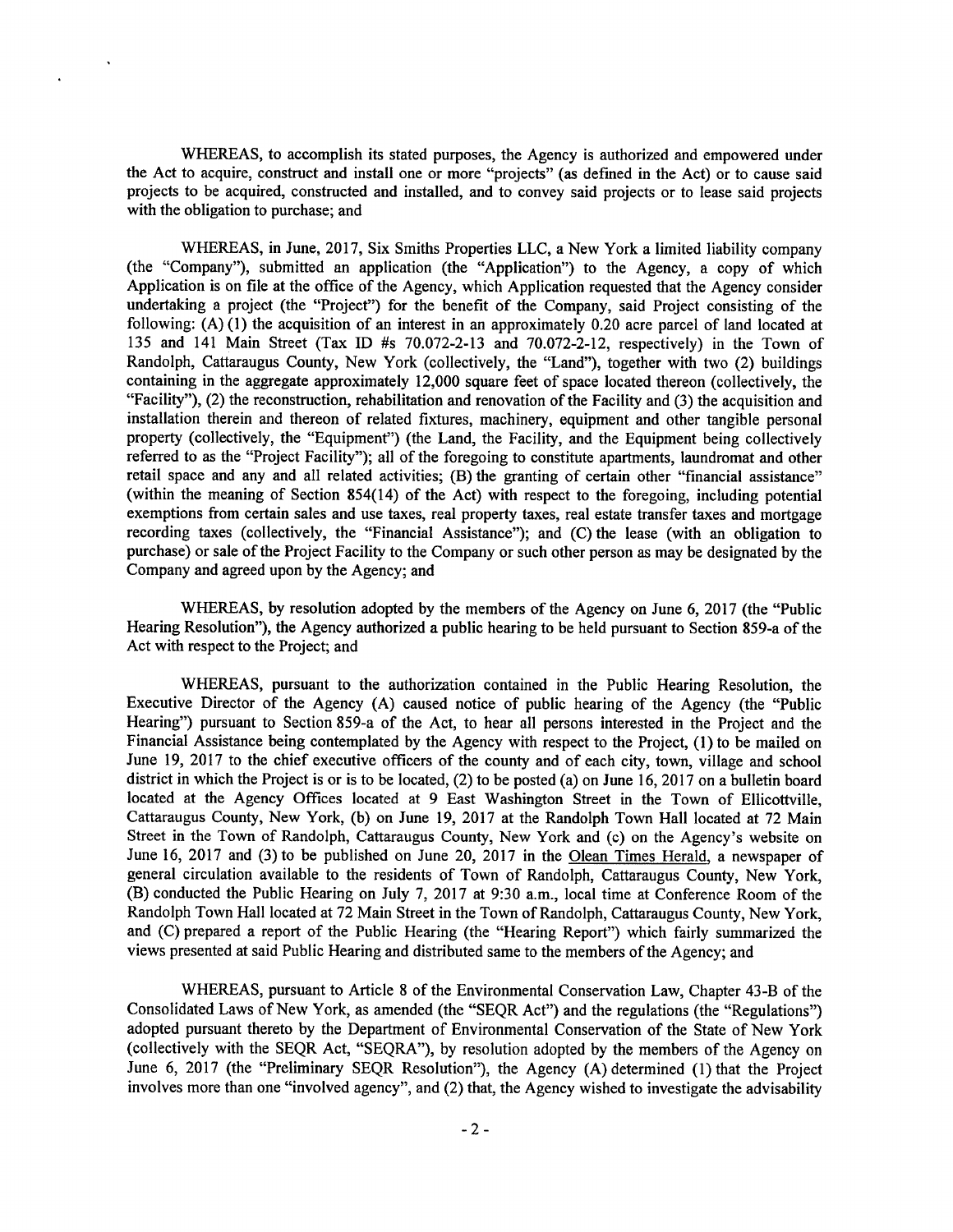WHEREAS, to accomplish its stated purposes, the Agency is authorized and empowered under the Act to acquire, construct and install one or more "projects" (as defined in the Act) or to cause said projects to be acquired, constructed and installed, and to convey said projects or to lease said projects with the obligation to purchase; and

WHEREAS, in June, 2017, Six Smiths Properties LLC, a New York a limited liability company (the "Company"), submitted an application (the "Application") to the Agency, a copy of which Application is on file at the office of the Agency, which Application requested that the Agency consider undertaking a project (the "Project") for the benefit of the Company, said Project consisting of the following: (A) (1) the acquisition of an interest in an approximately 0.20 acre parcel of land located at 135 and 141 Main Street (Tax ID #s 70.072-2-13 and 70.072-2-12, respectively) in the Town of Randolph, Cattaraugus County, New York (collectively, the "Land"), together with two (2) buildings containing in the aggregate approximately 12,000 square feet of space located thereon (collectively, the "Facility"), (2) the reconstruction, rehabilitation and renovation of the Facility and (3) the acquisition and installation therein and thereon of related fixtures, machinery, equipment and other tangible personal property (collectively, the "Equipment") (the Land, the Facility, and the Equipment being collectively referred to as the "Project Facility"); all of the foregoing to constitute apartments, laundromat and other retail space and any and all related activities; (B) the granting of certain other "financial assistance" (within the meaning of Section 854(14) of the Act) with respect to the foregoing, including potential exemptions from certain sales and use taxes, real property taxes, real estate transfer taxes and mortgage recording taxes (collectively, the "Financial Assistance"); and (C) the lease (with an obligation to purchase) or sale of the Project Facility to the Company or such other person as may be designated by the Company and agreed upon by the Agency; and

WHEREAS, by resolution adopted by the members of the Agency on June 6, 2017 (the "Public Hearing Resolution"), the Agency authorized a public hearing to be held pursuant to Section 859-a of the Act with respect to the Project; and

WHEREAS, pursuant to the authorization contained in the Public Hearing Resolution, the Executive Director of the Agency (A) caused notice of public hearing of the Agency (the "Public Hearing") pursuant to Section 859-a of the Act, to hear all persons interested in the Project and the Financial Assistance being contemplated by the Agency with respect to the Project, (1) to be mailed on June 19, 2017 to the chief executive officers of the county and of each city, town, village and school district in which the Project is or is to be located, (2) to be posted (a) on June 16, 2017 on a bulletin board located at the Agency Offices located at 9 East Washington Street in the Town of Ellicottville, Cattaraugus County, New York, (b) on June 19, 2017 at the Randolph Town Hall located at 72 Main Street in the Town of Randolph, Cattaraugus County, New York and (c) on the Agency's website on June 16, 2017 and (3) to be published on June 20, 2017 in the Olean Times Herald, a newspaper of general circulation available to the residents of Town of Randolph, Cattaraugus County, New York, (B) conducted the Public Hearing on July 7, 2017 at 9:30 a.m., local time at Conference Room of the Randolph Town Hall located at 72 Main Street in the Town of Randolph, Cattaraugus County, New York, and (C) prepared a report of the Public Hearing (the "Hearing Report") which fairly summarized the views presented at said Public Hearing and distributed same to the members of the Agency; and

WHEREAS, pursuant to Article 8 of the Environmental Conservation Law, Chapter 43-B of the Consolidated Laws of New York, as amended (the "SEQR Act") and the regulations (the "Regulations") adopted pursuant thereto by the Department of Environmental Conservation of the State of New York (collectively with the SEQR Act, "SEQRA"), by resolution adopted by the members of the Agency on June 6, 2017 (the "Preliminary SEQR Resolution"), the Agency (A) determined (1) that the Project involves more than one "involved agency", and (2) that, the Agency wished to investigate the advisability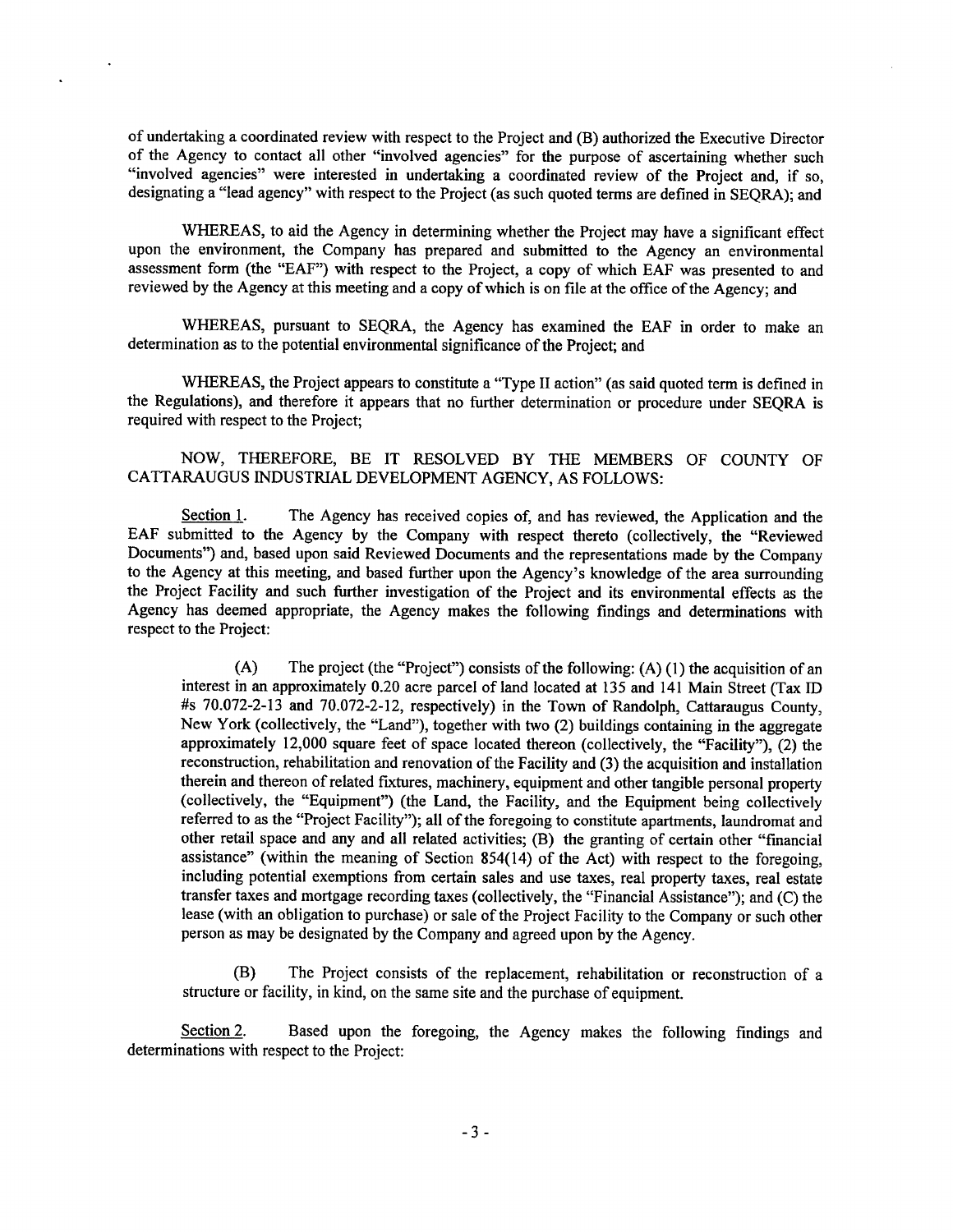of undertaking a coordinated review with respect to the Project and (B) authorized the Executive Director of the Agency to contact all other "involved agencies" for the purpose of ascertaining whether such "involved agencies" were interested in undertaking a coordinated review of the Project and, if so, designating a "lead agency" with respect to the Project (as such quoted terms are defined in SEQRA); and

WHEREAS, to aid the Agency in determining whether the Project may have a significant effect upon the environment, the Company has prepared and submitted to the Agency an environmental assessment form (the "EAF") with respect to the Project, a copy of which EAF was presented to and reviewed by the Agency at this meeting and a copy of which is on file at the office of the Agency; and

WHEREAS, pursuant to SEQRA, the Agency has examined the EAF in order to make an determination as to the potential environmental significance of the Project; and

WHEREAS, the Project appears to constitute a "Type II action" (as said quoted term is defined in the Regulations), and therefore it appears that no further determination or procedure under SEQRA is required with respect to the Project;

NOW, THEREFORE, BE IT RESOLVED BY THE MEMBERS OF COUNTY OF CATTARAUGUS INDUSTRIAL DEVELOPMENT AGENCY, AS FOLLOWS:

Section 1. The Agency has received copies of, and has reviewed, the Application and the EAF submitted to the Agency by the Company with respect thereto (collectively, the "Reviewed Documents") and, based upon said Reviewed Documents and the representations made by the Company to the Agency at this meeting, and based further upon the Agency's knowledge of the area surrounding the Project Facility and such further investigation of the Project and its environmental effects as the Agency has deemed appropriate, the Agency makes the following findings and determinations with respect to the Project:

(A) The project (the "Project") consists of the following: (A) (1) the acquisition of an interest in an approximately 0.20 acre parcel of land located at 135 and 141 Main Street (Tax ID #s 70.072-2-13 and 70.072-2-12, respectively) in the Town of Randolph, Cattaraugus County, New York (collectively, the "Land"), together with two (2) buildings containing in the aggregate approximately 12,000 square feet of space located thereon (collectively, the "Facility"), (2) the reconstruction, rehabilitation and renovation of the Facility and (3) the acquisition and installation therein and thereon of related fixtures, machinery, equipment and other tangible personal property (collectively, the "Equipment") (the Land, the Facility, and the Equipment being collectively referred to as the "Project Facility"); all of the foregoing to constitute apartments, laundromat and other retail space and any and all related activities; (B) the granting of certain other "financial assistance" (within the meaning of Section 854(14) of the Act) with respect to the foregoing, including potential exemptions from certain sales and use taxes, real property taxes, real estate transfer taxes and mortgage recording taxes (collectively, the "Financial Assistance"); and (C) the lease (with an obligation to purchase) or sale of the Project Facility to the Company or such other person as may be designated by the Company and agreed upon by the Agency.

(B) The Project consists of the replacement, rehabilitation or reconstruction of a structure or facility, in kind, on the same site and the purchase of equipment.

Section 2. Based upon the foregoing, the Agency makes the following findings and determinations with respect to the Project: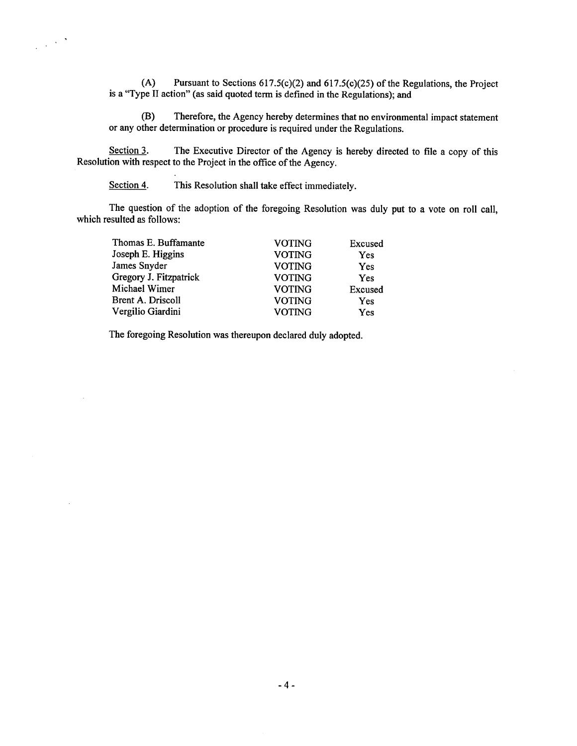(A) Pursuant to Sections 617.5(c)(2) and 617.5(c)(25) of the Regulations, the Project is a "Type II action" (as said quoted term is defined in the Regulations); and

(B) Therefore, the Agency hereby determines that no environmental impact statement or any other determination or procedure is required under the Regulations.

Section 3. The Executive Director of the Agency is hereby directed to file a copy of this Resolution with respect to the Project in the office of the Agency.

Section 4. This Resolution shall take effect immediately.

The question of the adoption of the foregoing Resolution was duly put to a vote on roll call, which resulted as follows:

| | | |
|---|---|---|
| Thomas E. Buffamante | VOTING | Excused |
| Joseph E. Higgins | VOTING | Yes |
| James Snyder | VOTING | Yes |
| Gregory J. Fitzpatrick | VOTING | Yes |
| Michael Wimer | VOTING | Excused |
| Brent A. Driscoll | VOTING | Yes |
| Vergilio Giardini | VOTING | Yes |

The foregoing Resolution was thereupon declared duly adopted.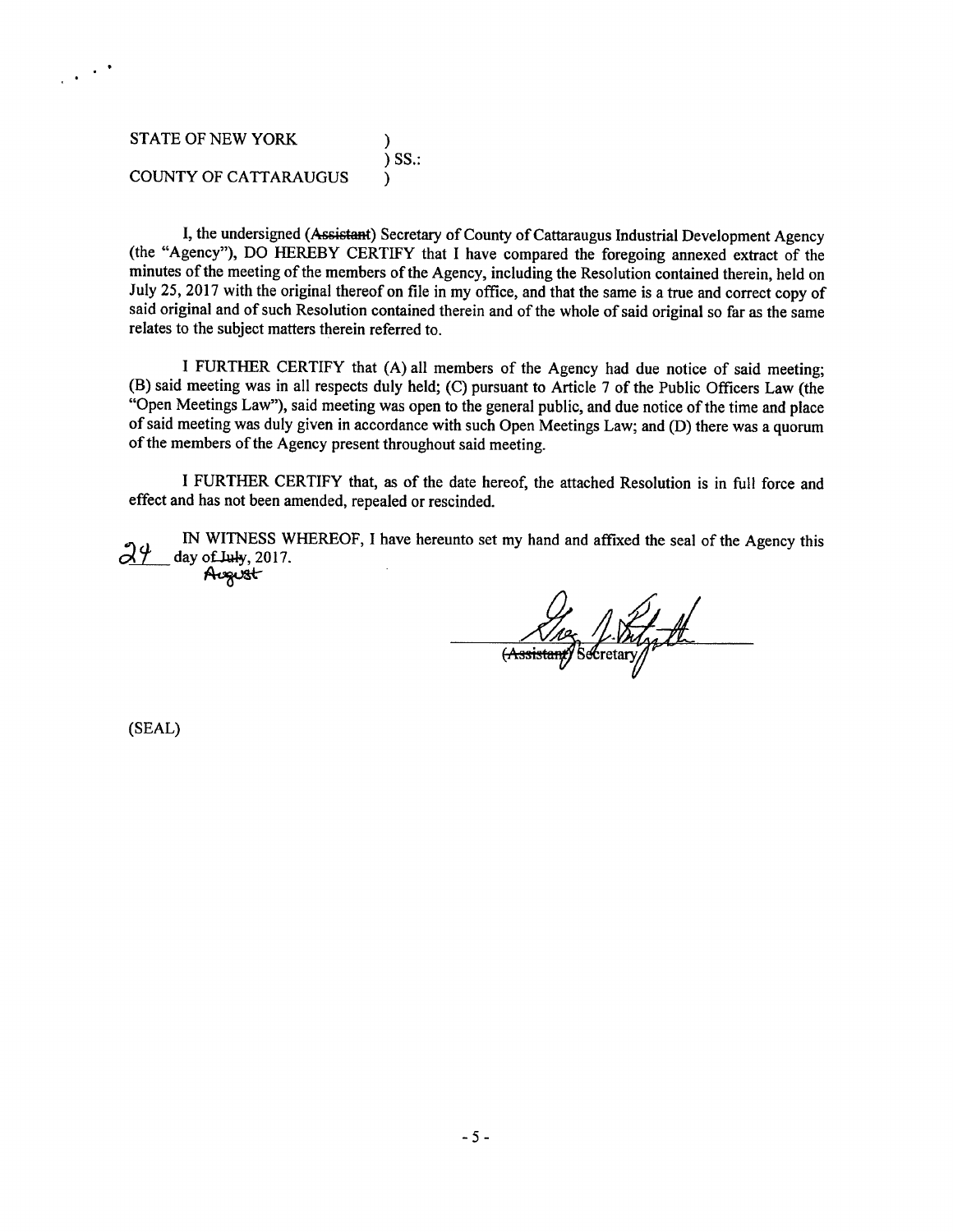STATE OF NEW YORK )
) SS.:
COUNTY OF CATTARAUGUS )

I, the undersigned (~~Assistant~~) Secretary of County of Cattaraugus Industrial Development Agency (the "Agency"), DO HEREBY CERTIFY that I have compared the foregoing annexed extract of the minutes of the meeting of the members of the Agency, including the Resolution contained therein, held on July 25, 2017 with the original thereof on file in my office, and that the same is a true and correct copy of said original and of such Resolution contained therein and of the whole of said original so far as the same relates to the subject matters therein referred to.

I FURTHER CERTIFY that (A) all members of the Agency had due notice of said meeting; (B) said meeting was in all respects duly held; (C) pursuant to Article 7 of the Public Officers Law (the "Open Meetings Law"), said meeting was open to the general public, and due notice of the time and place of said meeting was duly given in accordance with such Open Meetings Law; and (D) there was a quorum of the members of the Agency present throughout said meeting.

I FURTHER CERTIFY that, as of the date hereof, the attached Resolution is in full force and effect and has not been amended, repealed or rescinded.

IN WITNESS WHEREOF, I have hereunto set my hand and affixed the seal of the Agency this 24 day of ~~July~~ August, 2017.

(~~Assistant~~) Secretary

(SEAL)